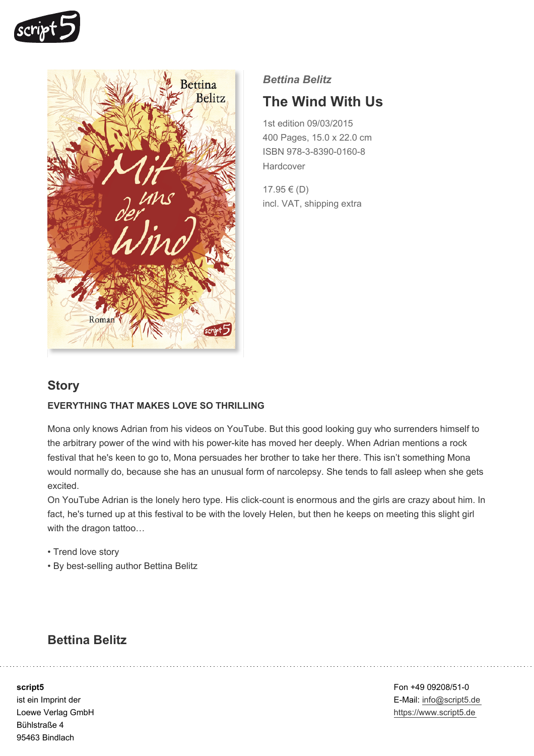***Bettina Belitz***

# The Wind With Us

1st edition 09/03/2015
400 Pages, 15.0 x 22.0 cm
ISBN 978-3-8390-0160-8
Hardcover

17.95 € (D)
incl. VAT, shipping extra

## Story

**EVERYTHING THAT MAKES LOVE SO THRILLING**

Mona only knows Adrian from his videos on YouTube. But this good looking guy who surrenders himself to the arbitrary power of the wind with his power-kite has moved her deeply. When Adrian mentions a rock festival that he's keen to go to, Mona persuades her brother to take her there. This isn't something Mona would normally do, because she has an unusual form of narcolepsy. She tends to fall asleep when she gets excited.
On YouTube Adrian is the lonely hero type. His click-count is enormous and the girls are crazy about him. In fact, he's turned up at this festival to be with the lovely Helen, but then he keeps on meeting this slight girl with the dragon tattoo…

- Trend love story
- By best-selling author Bettina Belitz

## Bettina Belitz

**script5**
ist ein Imprint der
Loewe Verlag GmbH
Bühlstraße 4
95463 Bindlach

Fon +49 09208/51-0
E-Mail: info@script5.de
https://www.script5.de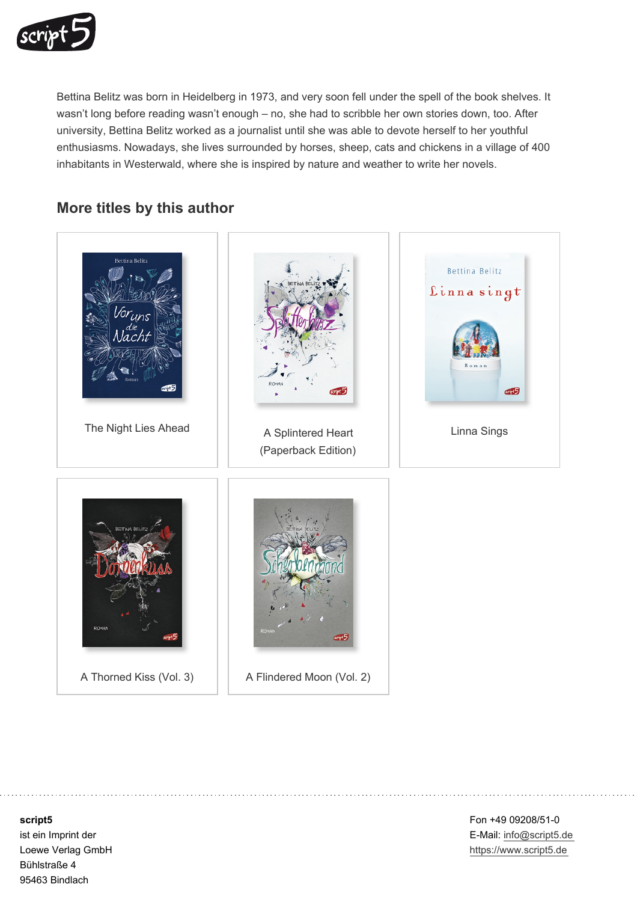Bettina Belitz was born in Heidelberg in 1973, and very soon fell under the spell of the book shelves. It wasn't long before reading wasn't enough – no, she had to scribble her own stories down, too. After university, Bettina Belitz worked as a journalist until she was able to devote herself to her youthful enthusiasms. Nowadays, she lives surrounded by horses, sheep, cats and chickens in a village of 400 inhabitants in Westerwald, where she is inspired by nature and weather to write her novels.

## More titles by this author

The Night Lies Ahead

A Splintered Heart (Paperback Edition)

Linna Sings

A Thorned Kiss (Vol. 3)

A Flindered Moon (Vol. 2)

**script5**
ist ein Imprint der
Loewe Verlag GmbH
Bühlstraße 4
95463 Bindlach

Fon +49 09208/51-0
E-Mail: info@script5.de
https://www.script5.de